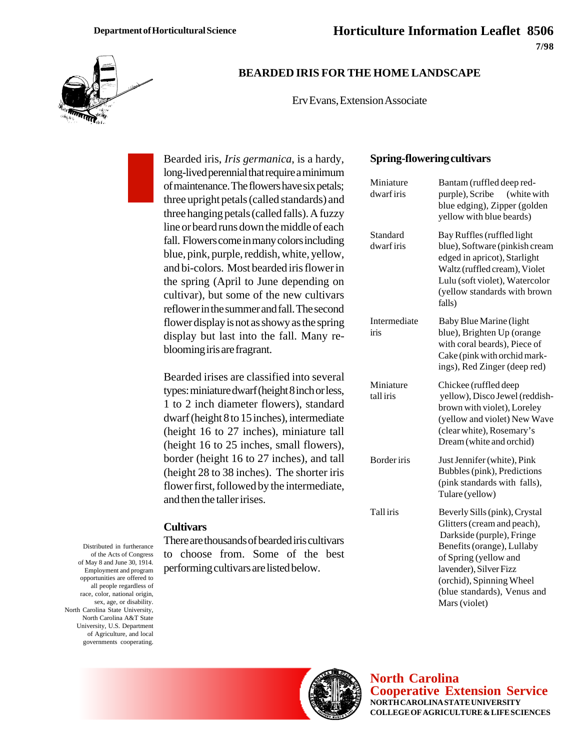Department of Horticultural Science

# Horticulture Information Leaflet 8506

7/98

## BEARDED IRIS FOR THE HOME LANDSCAPE

Erv Evans, Extension Associate

Bearded iris, *Iris germanica*, is a hardy, long-lived perennial that require a minimum of maintenance. The flowers have six petals; three upright petals (called standards) and three hanging petals (called falls). A fuzzy line or beard runs down the middle of each fall. Flowers come in many colors including blue, pink, purple, reddish, white, yellow, and bi-colors. Most bearded iris flower in the spring (April to June depending on cultivar), but some of the new cultivars reflower in the summer and fall. The second flower display is not as showy as the spring display but last into the fall. Many re-blooming iris are fragrant.

Bearded irises are classified into several types: miniature dwarf (height 8 inch or less, 1 to 2 inch diameter flowers), standard dwarf (height 8 to 15 inches), intermediate (height 16 to 27 inches), miniature tall (height 16 to 25 inches, small flowers), border (height 16 to 27 inches), and tall (height 28 to 38 inches). The shorter iris flower first, followed by the intermediate, and then the taller irises.

### Cultivars

There are thousands of bearded iris cultivars to choose from. Some of the best performing cultivars are listed below.

### Spring-flowering cultivars

| | |
|---|---|
| Miniature dwarf iris | Bantam (ruffled deep red-purple), Scribe (white with blue edging), Zipper (golden yellow with blue beards) |
| Standard dwarf iris | Bay Ruffles (ruffled light blue), Software (pinkish cream edged in apricot), Starlight Waltz (ruffled cream), Violet Lulu (soft violet), Watercolor (yellow standards with brown falls) |
| Intermediate iris | Baby Blue Marine (light blue), Brighten Up (orange with coral beards), Piece of Cake (pink with orchid markings), Red Zinger (deep red) |
| Miniature tall iris | Chickee (ruffled deep yellow), Disco Jewel (reddish-brown with violet), Loreley (yellow and violet) New Wave (clear white), Rosemary's Dream (white and orchid) |
| Border iris | Just Jennifer (white), Pink Bubbles (pink), Predictions (pink standards with falls), Tulare (yellow) |
| Tall iris | Beverly Sills (pink), Crystal Glitters (cream and peach), Darkside (purple), Fringe Benefits (orange), Lullaby of Spring (yellow and lavender), Silver Fizz (orchid), Spinning Wheel (blue standards), Venus and Mars (violet) |

Distributed in furtherance of the Acts of Congress of May 8 and June 30, 1914. Employment and program opportunities are offered to all people regardless of race, color, national origin, sex, age, or disability. North Carolina State University, North Carolina A&T State University, U.S. Department of Agriculture, and local governments cooperating.

**North Carolina Cooperative Extension Service**
NORTH CAROLINA STATE UNIVERSITY
COLLEGE OF AGRICULTURE & LIFE SCIENCES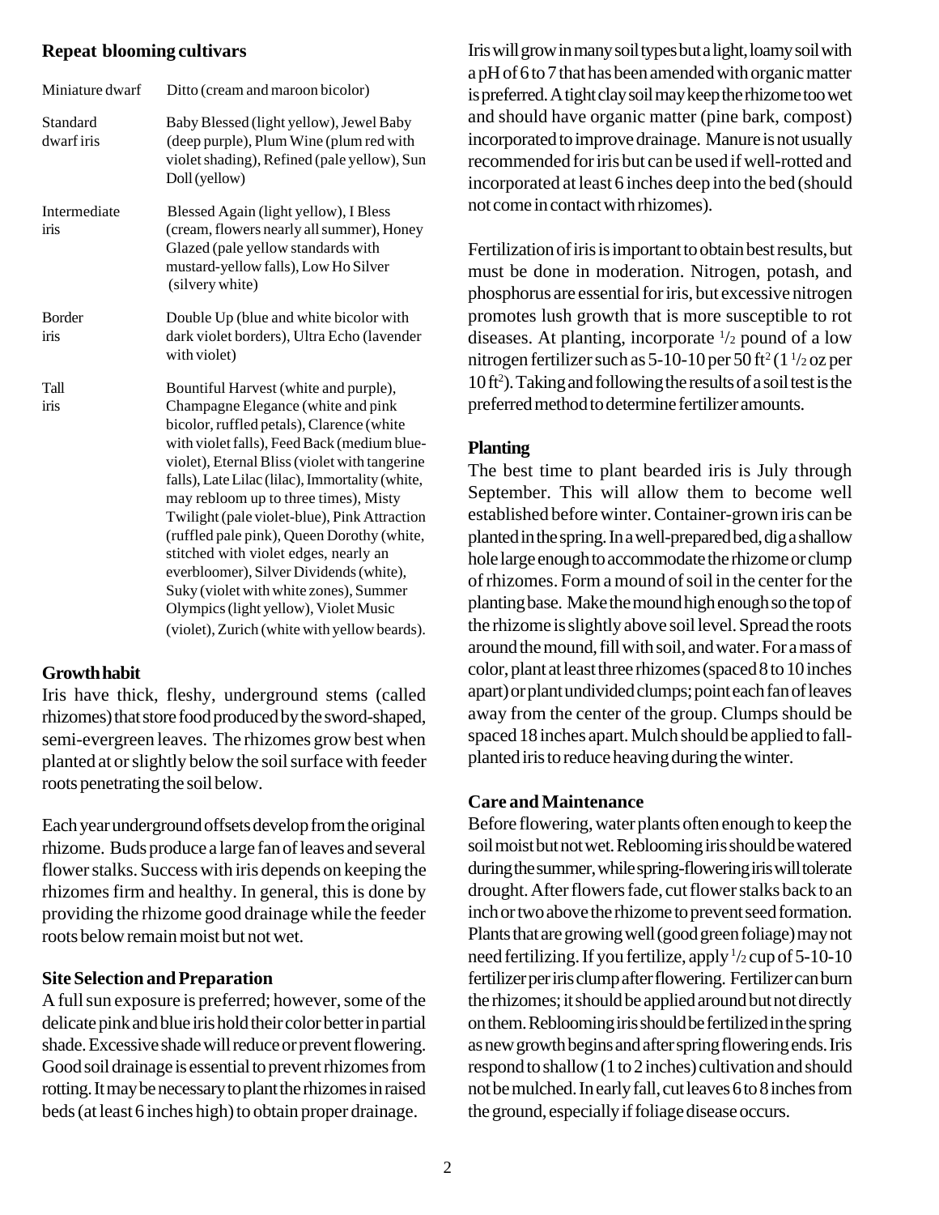### Repeat blooming cultivars

| | |
|---|---|
| Miniature dwarf | Ditto (cream and maroon bicolor) |
| Standard dwarf iris | Baby Blessed (light yellow), Jewel Baby (deep purple), Plum Wine (plum red with violet shading), Refined (pale yellow), Sun Doll (yellow) |
| Intermediate iris | Blessed Again (light yellow), I Bless (cream, flowers nearly all summer), Honey Glazed (pale yellow standards with mustard-yellow falls), Low Ho Silver (silvery white) |
| Border iris | Double Up (blue and white bicolor with dark violet borders), Ultra Echo (lavender with violet) |
| Tall iris | Bountiful Harvest (white and purple), Champagne Elegance (white and pink bicolor, ruffled petals), Clarence (white with violet falls), Feed Back (medium blue-violet), Eternal Bliss (violet with tangerine falls), Late Lilac (lilac), Immortality (white, may rebloom up to three times), Misty Twilight (pale violet-blue), Pink Attraction (ruffled pale pink), Queen Dorothy (white, stitched with violet edges, nearly an everbloomer), Silver Dividends (white), Suky (violet with white zones), Summer Olympics (light yellow), Violet Music (violet), Zurich (white with yellow beards). |

### Growth habit

Iris have thick, fleshy, underground stems (called rhizomes) that store food produced by the sword-shaped, semi-evergreen leaves. The rhizomes grow best when planted at or slightly below the soil surface with feeder roots penetrating the soil below.

Each year underground offsets develop from the original rhizome. Buds produce a large fan of leaves and several flower stalks. Success with iris depends on keeping the rhizomes firm and healthy. In general, this is done by providing the rhizome good drainage while the feeder roots below remain moist but not wet.

### Site Selection and Preparation

A full sun exposure is preferred; however, some of the delicate pink and blue iris hold their color better in partial shade. Excessive shade will reduce or prevent flowering. Good soil drainage is essential to prevent rhizomes from rotting. It may be necessary to plant the rhizomes in raised beds (at least 6 inches high) to obtain proper drainage.

Iris will grow in many soil types but a light, loamy soil with a pH of 6 to 7 that has been amended with organic matter is preferred. A tight clay soil may keep the rhizome too wet and should have organic matter (pine bark, compost) incorporated to improve drainage. Manure is not usually recommended for iris but can be used if well-rotted and incorporated at least 6 inches deep into the bed (should not come in contact with rhizomes).

Fertilization of iris is important to obtain best results, but must be done in moderation. Nitrogen, potash, and phosphorus are essential for iris, but excessive nitrogen promotes lush growth that is more susceptible to rot diseases. At planting, incorporate $^1/_2$ pound of a low nitrogen fertilizer such as 5-10-10 per 50 $ft^2$ (1 $^1/_2$ oz per 10 $ft^2$). Taking and following the results of a soil test is the preferred method to determine fertilizer amounts.

### Planting

The best time to plant bearded iris is July through September. This will allow them to become well established before winter. Container-grown iris can be planted in the spring. In a well-prepared bed, dig a shallow hole large enough to accommodate the rhizome or clump of rhizomes. Form a mound of soil in the center for the planting base. Make the mound high enough so the top of the rhizome is slightly above soil level. Spread the roots around the mound, fill with soil, and water. For a mass of color, plant at least three rhizomes (spaced 8 to 10 inches apart) or plant undivided clumps; point each fan of leaves away from the center of the group. Clumps should be spaced 18 inches apart. Mulch should be applied to fall-planted iris to reduce heaving during the winter.

### Care and Maintenance

Before flowering, water plants often enough to keep the soil moist but not wet. Reblooming iris should be watered during the summer, while spring-flowering iris will tolerate drought. After flowers fade, cut flower stalks back to an inch or two above the rhizome to prevent seed formation. Plants that are growing well (good green foliage) may not need fertilizing. If you fertilize, apply $^1/_2$ cup of 5-10-10 fertilizer per iris clump after flowering. Fertilizer can burn the rhizomes; it should be applied around but not directly on them. Reblooming iris should be fertilized in the spring as new growth begins and after spring flowering ends. Iris respond to shallow (1 to 2 inches) cultivation and should not be mulched. In early fall, cut leaves 6 to 8 inches from the ground, especially if foliage disease occurs.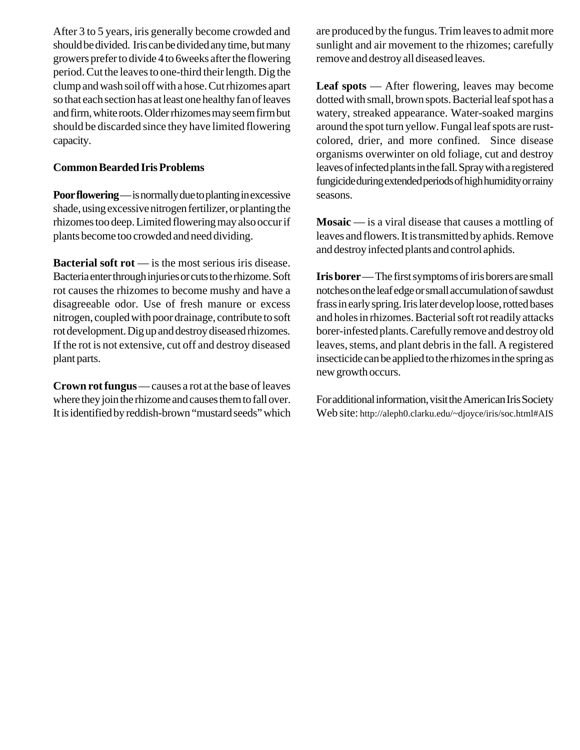After 3 to 5 years, iris generally become crowded and should be divided. Iris can be divided any time, but many growers prefer to divide 4 to 6weeks after the flowering period. Cut the leaves to one-third their length. Dig the clump and wash soil off with a hose. Cut rhizomes apart so that each section has at least one healthy fan of leaves and firm, white roots. Older rhizomes may seem firm but should be discarded since they have limited flowering capacity.

**Common Bearded Iris Problems**

**Poor flowering** — is normally due to planting in excessive shade, using excessive nitrogen fertilizer, or planting the rhizomes too deep. Limited flowering may also occur if plants become too crowded and need dividing.

**Bacterial soft rot** — is the most serious iris disease. Bacteria enter through injuries or cuts to the rhizome. Soft rot causes the rhizomes to become mushy and have a disagreeable odor. Use of fresh manure or excess nitrogen, coupled with poor drainage, contribute to soft rot development. Dig up and destroy diseased rhizomes. If the rot is not extensive, cut off and destroy diseased plant parts.

**Crown rot fungus** — causes a rot at the base of leaves where they join the rhizome and causes them to fall over. It is identified by reddish-brown "mustard seeds" which are produced by the fungus. Trim leaves to admit more sunlight and air movement to the rhizomes; carefully remove and destroy all diseased leaves.

**Leaf spots** — After flowering, leaves may become dotted with small, brown spots. Bacterial leaf spot has a watery, streaked appearance. Water-soaked margins around the spot turn yellow. Fungal leaf spots are rust-colored, drier, and more confined. Since disease organisms overwinter on old foliage, cut and destroy leaves of infected plants in the fall. Spray with a registered fungicide during extended periods of high humidity or rainy seasons.

**Mosaic** — is a viral disease that causes a mottling of leaves and flowers. It is transmitted by aphids. Remove and destroy infected plants and control aphids.

**Iris borer** — The first symptoms of iris borers are small notches on the leaf edge or small accumulation of sawdust frass in early spring. Iris later develop loose, rotted bases and holes in rhizomes. Bacterial soft rot readily attacks borer-infested plants. Carefully remove and destroy old leaves, stems, and plant debris in the fall. A registered insecticide can be applied to the rhizomes in the spring as new growth occurs.

For additional information, visit the American Iris Society Web site: http://aleph0.clarku.edu/~djoyce/iris/soc.html#AIS